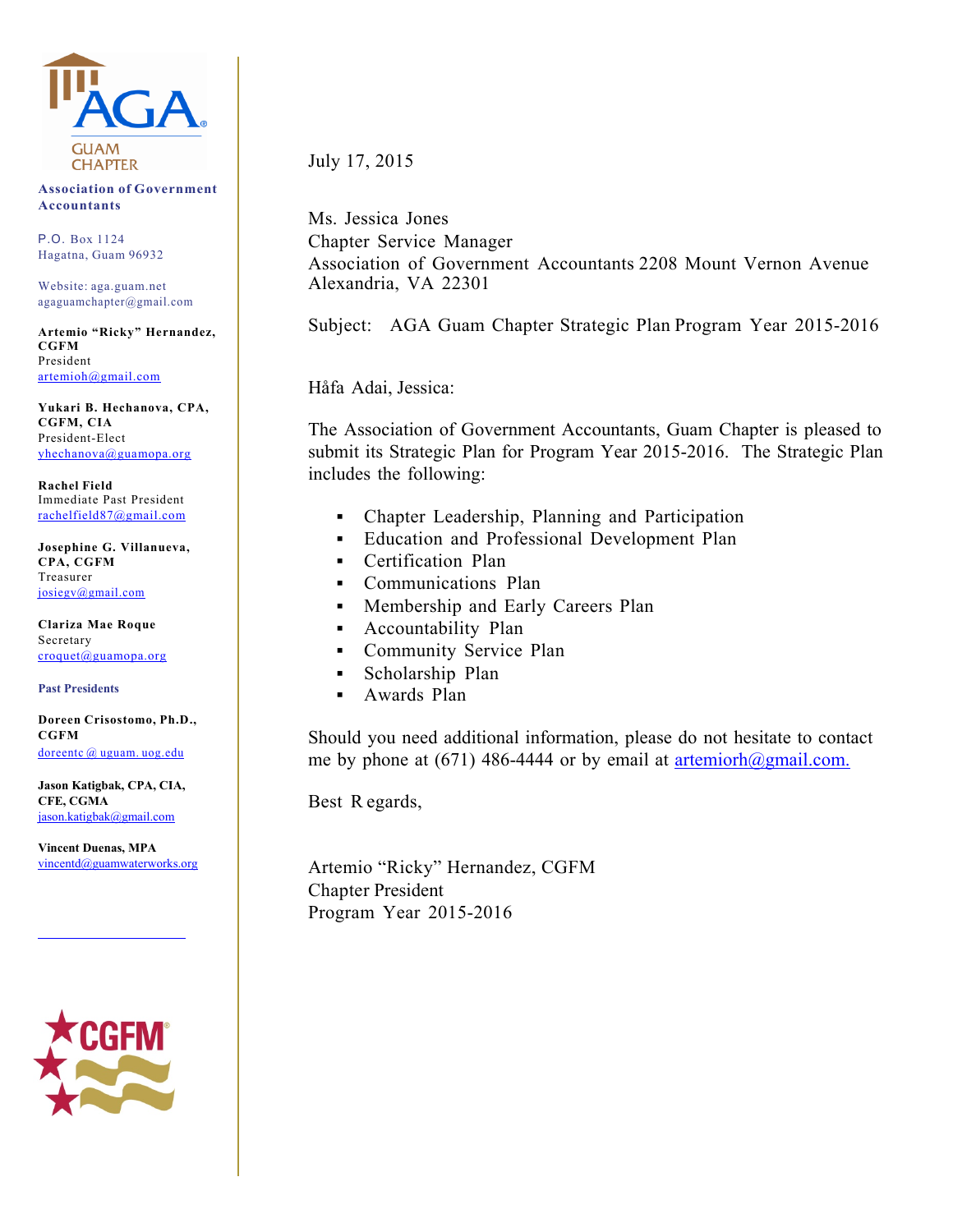AGA GUAM CHAPTER

**Association of Government Accountants**

P.O. Box 1124
Hagatna, Guam 96932

Website: aga.guam.net
agaguamchapter@gmail.com

**Artemio "Ricky" Hernandez, CGFM**
President
artemioh@gmail.com

**Yukari B. Hechanova, CPA, CGFM, CIA**
President-Elect
yhechanova@guamopa.org

**Rachel Field**
Immediate Past President
rachelfield87@gmail.com

**Josephine G. Villanueva, CPA, CGFM**
Treasurer
josiegv@gmail.com

**Clariza Mae Roque**
Secretary
croquet@guamopa.org

**Past Presidents**

**Doreen Crisostomo, Ph.D., CGFM**
doreentc @ uguam. uog.edu

**Jason Katigbak, CPA, CIA, CFE, CGMA**
jason.katigbak@gmail.com

**Vincent Duenas, MPA**
vincentd@guamwaterworks.org

CGFM

---

July 17, 2015

Ms. Jessica Jones
Chapter Service Manager
Association of Government Accountants 2208 Mount Vernon Avenue
Alexandria, VA 22301

Subject: AGA Guam Chapter Strategic Plan Program Year 2015-2016

Håfa Adai, Jessica:

The Association of Government Accountants, Guam Chapter is pleased to submit its Strategic Plan for Program Year 2015-2016. The Strategic Plan includes the following:

- Chapter Leadership, Planning and Participation
- Education and Professional Development Plan
- Certification Plan
- Communications Plan
- Membership and Early Careers Plan
- Accountability Plan
- Community Service Plan
- Scholarship Plan
- Awards Plan

Should you need additional information, please do not hesitate to contact me by phone at (671) 486-4444 or by email at artemiorh@gmail.com.

Best Regards,

Artemio "Ricky" Hernandez, CGFM
Chapter President
Program Year 2015-2016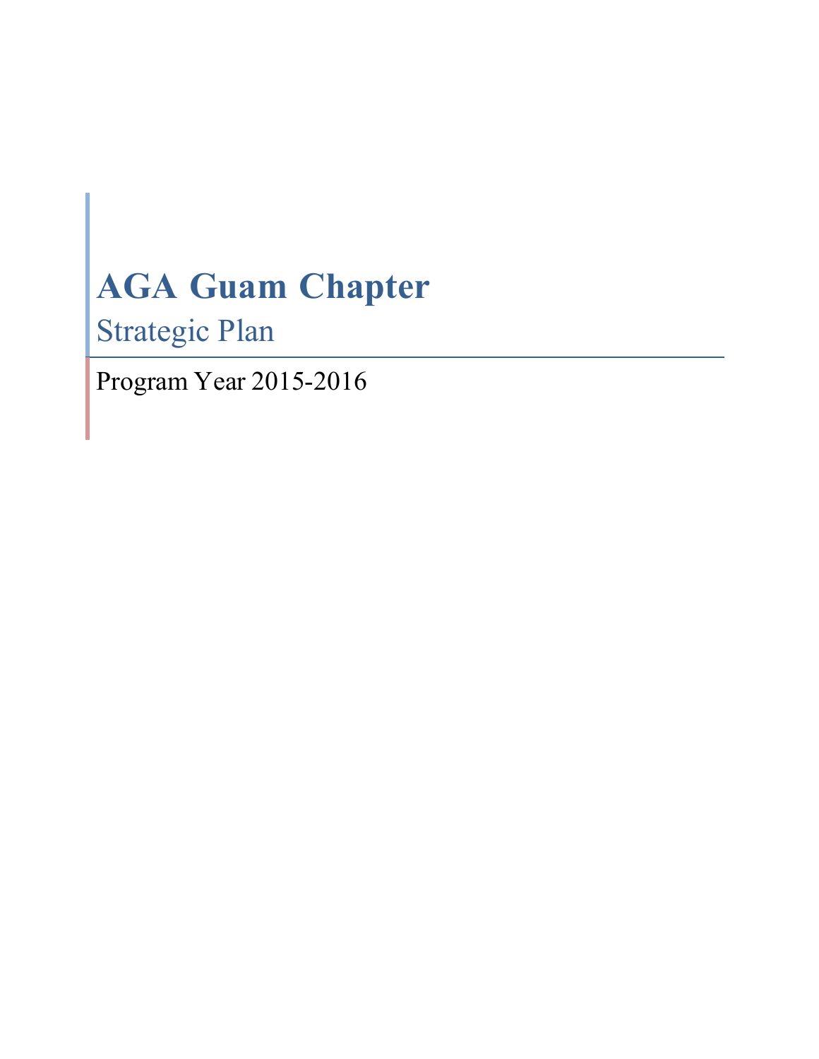# AGA Guam Chapter

## Strategic Plan

Program Year 2015-2016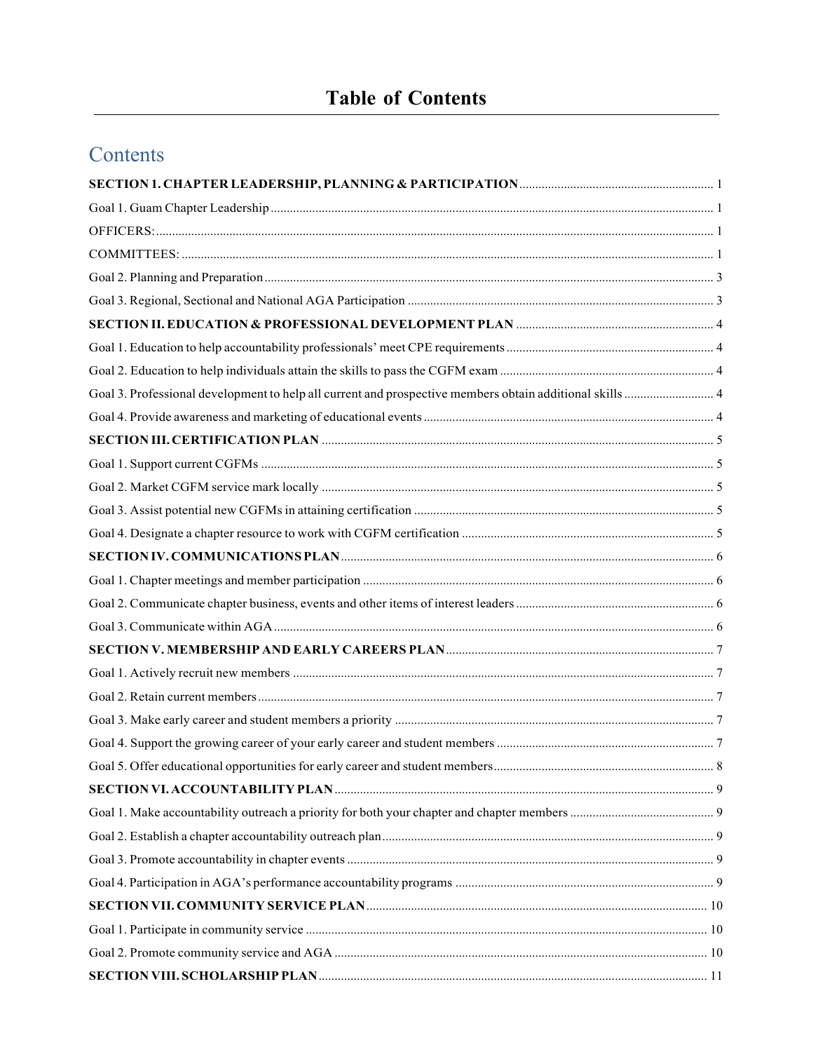# Table of Contents

## Contents

**SECTION 1. CHAPTER LEADERSHIP, PLANNING & PARTICIPATION** ........ 1

Goal 1. Guam Chapter Leadership ........ 1

OFFICERS: ........ 1

COMMITTEES: ........ 1

Goal 2. Planning and Preparation ........ 3

Goal 3. Regional, Sectional and National AGA Participation ........ 3

**SECTION II. EDUCATION & PROFESSIONAL DEVELOPMENT PLAN** ........ 4

Goal 1. Education to help accountability professionals' meet CPE requirements ........ 4

Goal 2. Education to help individuals attain the skills to pass the CGFM exam ........ 4

Goal 3. Professional development to help all current and prospective members obtain additional skills ........ 4

Goal 4. Provide awareness and marketing of educational events ........ 4

**SECTION III. CERTIFICATION PLAN** ........ 5

Goal 1. Support current CGFMs ........ 5

Goal 2. Market CGFM service mark locally ........ 5

Goal 3. Assist potential new CGFMs in attaining certification ........ 5

Goal 4. Designate a chapter resource to work with CGFM certification ........ 5

**SECTION IV. COMMUNICATIONS PLAN** ........ 6

Goal 1. Chapter meetings and member participation ........ 6

Goal 2. Communicate chapter business, events and other items of interest leaders ........ 6

Goal 3. Communicate within AGA ........ 6

**SECTION V. MEMBERSHIP AND EARLY CAREERS PLAN** ........ 7

Goal 1. Actively recruit new members ........ 7

Goal 2. Retain current members ........ 7

Goal 3. Make early career and student members a priority ........ 7

Goal 4. Support the growing career of your early career and student members ........ 7

Goal 5. Offer educational opportunities for early career and student members ........ 8

**SECTION VI. ACCOUNTABILITY PLAN** ........ 9

Goal 1. Make accountability outreach a priority for both your chapter and chapter members ........ 9

Goal 2. Establish a chapter accountability outreach plan ........ 9

Goal 3. Promote accountability in chapter events ........ 9

Goal 4. Participation in AGA's performance accountability programs ........ 9

**SECTION VII. COMMUNITY SERVICE PLAN** ........ 10

Goal 1. Participate in community service ........ 10

Goal 2. Promote community service and AGA ........ 10

**SECTION VIII. SCHOLARSHIP PLAN** ........ 11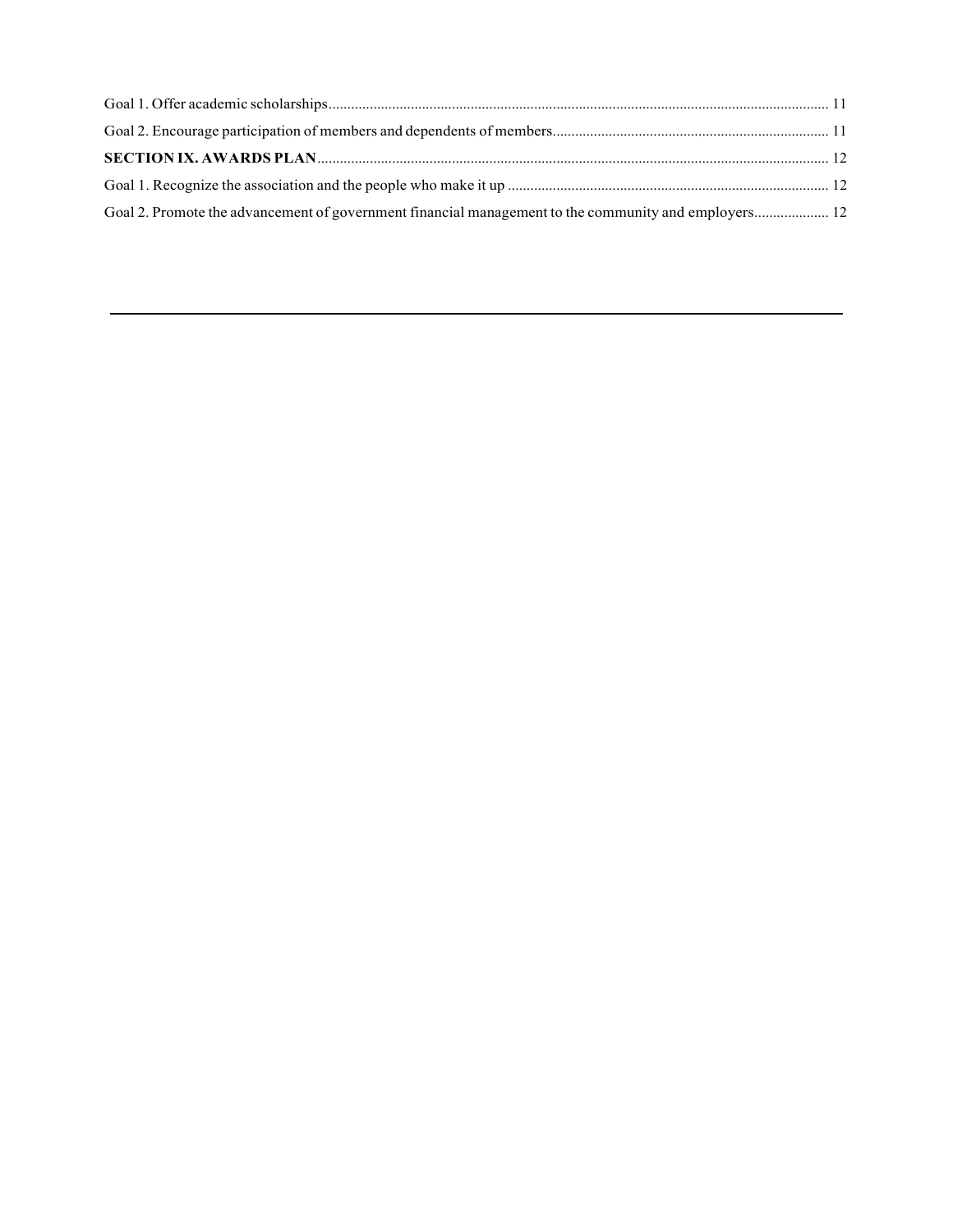Goal 1. Offer academic scholarships ..................................................................................................................................... 11

Goal 2. Encourage participation of members and dependents of members......................................................................... 11

**SECTION IX. AWARDS PLAN** ......................................................................................................................................... 12

Goal 1. Recognize the association and the people who make it up ..................................................................................... 12

Goal 2. Promote the advancement of government financial management to the community and employers.................... 12

---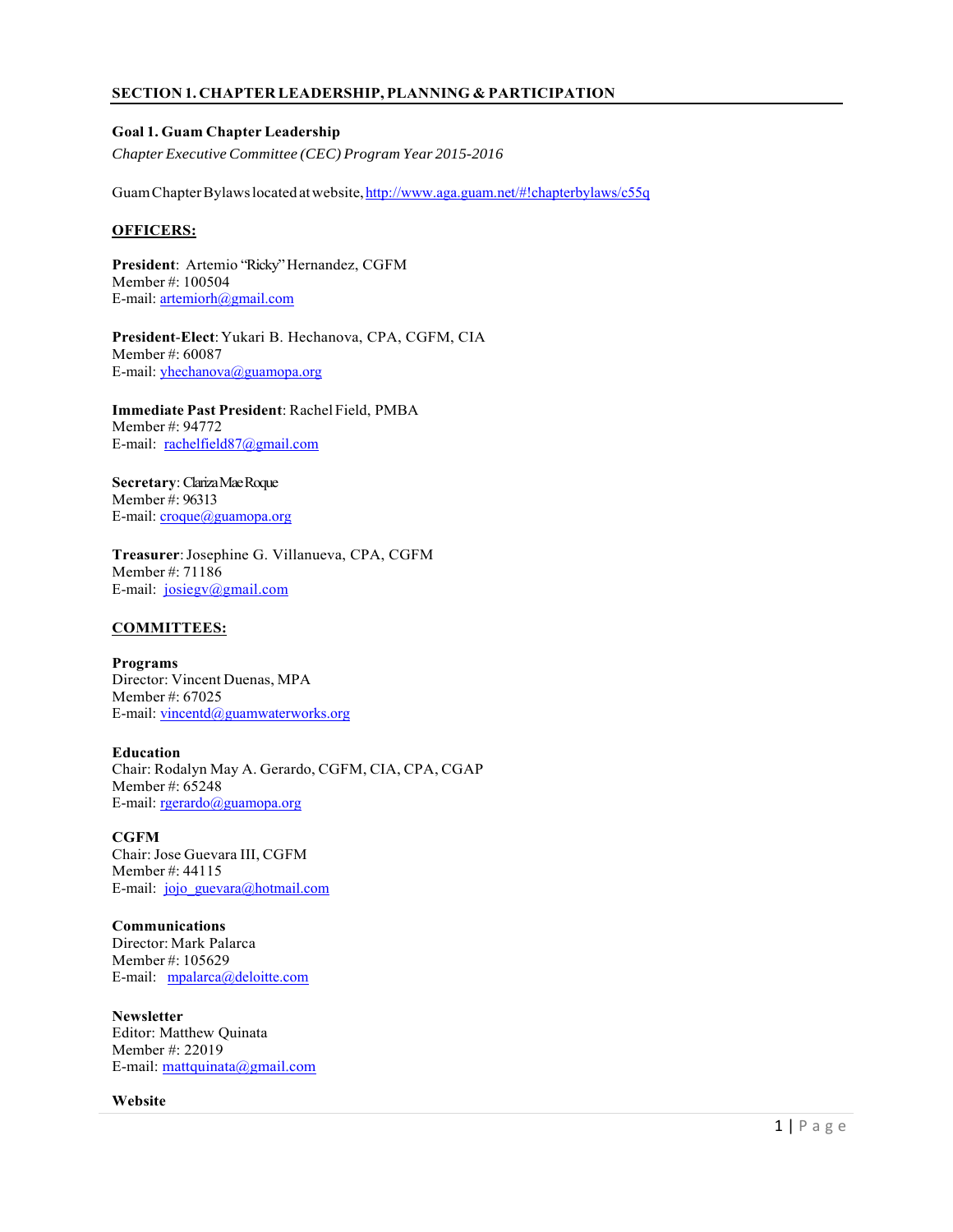## SECTION 1. CHAPTER LEADERSHIP, PLANNING & PARTICIPATION

### Goal 1. Guam Chapter Leadership

*Chapter Executive Committee (CEC) Program Year 2015-2016*

Guam Chapter Bylaws located at website, http://www.aga.guam.net/#!chapterbylaws/c55q

**OFFICERS:**

**President**: Artemio "Ricky" Hernandez, CGFM
Member #: 100504
E-mail: artemiorh@gmail.com

**President-Elect**: Yukari B. Hechanova, CPA, CGFM, CIA
Member #: 60087
E-mail: yhechanova@guamopa.org

**Immediate Past President**: Rachel Field, PMBA
Member #: 94772
E-mail: rachelfield87@gmail.com

**Secretary**: Clariza Mae Roque
Member #: 96313
E-mail: croque@guamopa.org

**Treasurer**: Josephine G. Villanueva, CPA, CGFM
Member #: 71186
E-mail: josiegv@gmail.com

**COMMITTEES:**

**Programs**
Director: Vincent Duenas, MPA
Member #: 67025
E-mail: vincentd@guamwaterworks.org

**Education**
Chair: Rodalyn May A. Gerardo, CGFM, CIA, CPA, CGAP
Member #: 65248
E-mail: rgerardo@guamopa.org

**CGFM**
Chair: Jose Guevara III, CGFM
Member #: 44115
E-mail: jojo_guevara@hotmail.com

**Communications**
Director: Mark Palarca
Member #: 105629
E-mail: mpalarca@deloitte.com

**Newsletter**
Editor: Matthew Quinata
Member #: 22019
E-mail: mattquinata@gmail.com

**Website**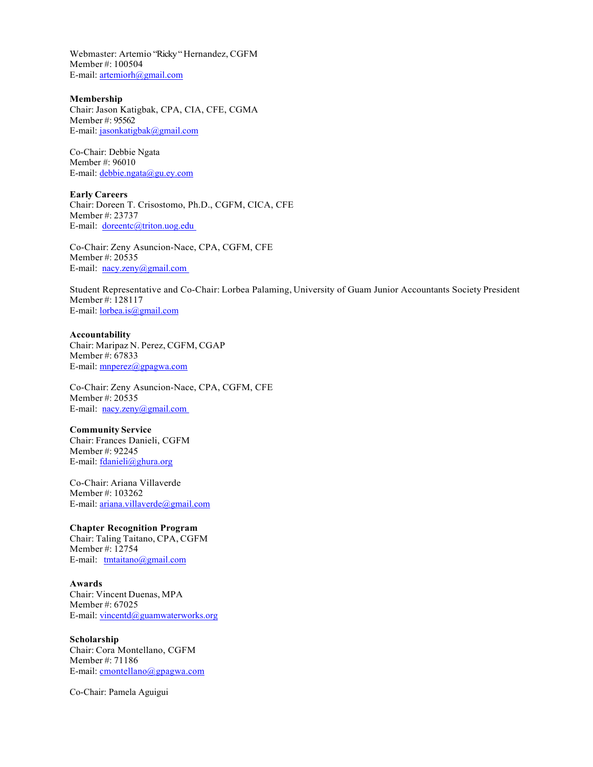Webmaster: Artemio "Ricky" Hernandez, CGFM
Member #: 100504
E-mail: artemiorh@gmail.com

**Membership**
Chair: Jason Katigbak, CPA, CIA, CFE, CGMA
Member #: 95562
E-mail: jasonkatigbak@gmail.com

Co-Chair: Debbie Ngata
Member #: 96010
E-mail: debbie.ngata@gu.ey.com

**Early Careers**
Chair: Doreen T. Crisostomo, Ph.D., CGFM, CICA, CFE
Member #: 23737
E-mail: doreentc@triton.uog.edu

Co-Chair: Zeny Asuncion-Nace, CPA, CGFM, CFE
Member #: 20535
E-mail: nacy.zeny@gmail.com

Student Representative and Co-Chair: Lorbea Palaming, University of Guam Junior Accountants Society President
Member #: 128117
E-mail: lorbea.is@gmail.com

**Accountability**
Chair: Maripaz N. Perez, CGFM, CGAP
Member #: 67833
E-mail: mnperez@gpagwa.com

Co-Chair: Zeny Asuncion-Nace, CPA, CGFM, CFE
Member #: 20535
E-mail: nacy.zeny@gmail.com

**Community Service**
Chair: Frances Danieli, CGFM
Member #: 92245
E-mail: fdanieli@ghura.org

Co-Chair: Ariana Villaverde
Member #: 103262
E-mail: ariana.villaverde@gmail.com

**Chapter Recognition Program**
Chair: Taling Taitano, CPA, CGFM
Member #: 12754
E-mail: tmtaitano@gmail.com

**Awards**
Chair: Vincent Duenas, MPA
Member #: 67025
E-mail: vincentd@guamwaterworks.org

**Scholarship**
Chair: Cora Montellano, CGFM
Member #: 71186
E-mail: cmontellano@gpagwa.com

Co-Chair: Pamela Aguigui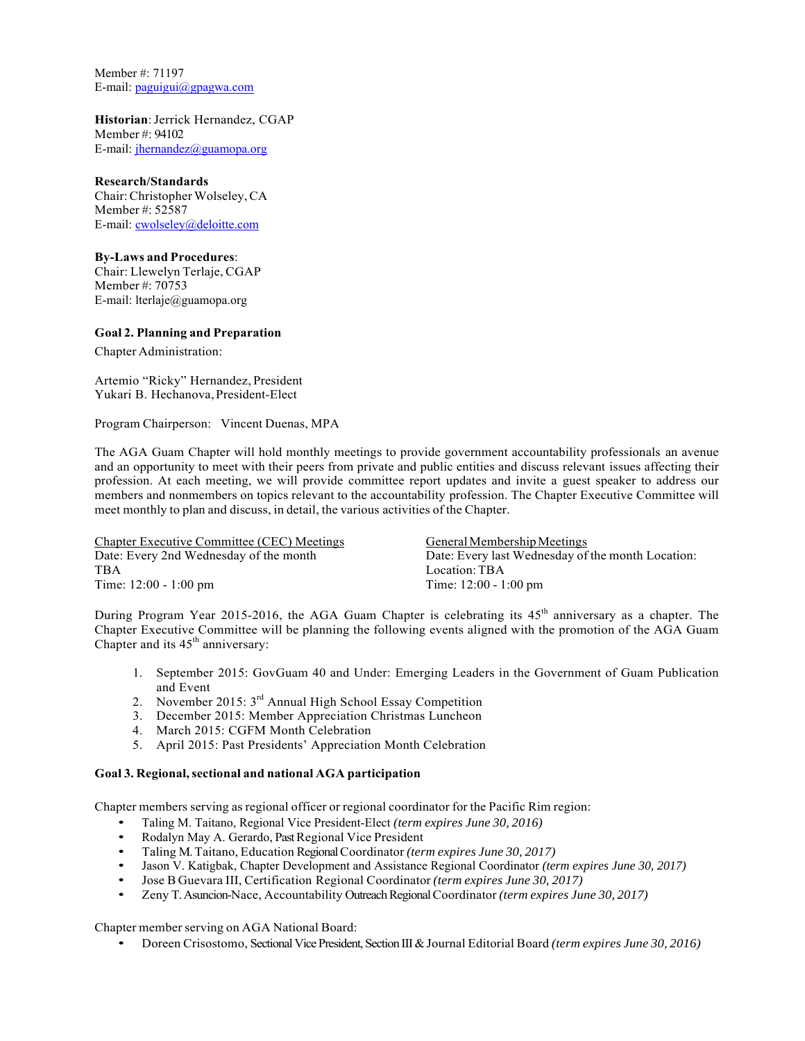Member #: 71197
E-mail: paguigui@gpagwa.com

**Historian**: Jerrick Hernandez, CGAP
Member #: 94102
E-mail: jhernandez@guamopa.org

**Research/Standards**
Chair: Christopher Wolseley, CA
Member #: 52587
E-mail: cwolseley@deloitte.com

**By-Laws and Procedures**:
Chair: Llewelyn Terlaje, CGAP
Member #: 70753
E-mail: lterlaje@guamopa.org

**Goal 2. Planning and Preparation**

Chapter Administration:

Artemio "Ricky" Hernandez, President
Yukari B. Hechanova, President-Elect

Program Chairperson: Vincent Duenas, MPA

The AGA Guam Chapter will hold monthly meetings to provide government accountability professionals an avenue and an opportunity to meet with their peers from private and public entities and discuss relevant issues affecting their profession. At each meeting, we will provide committee report updates and invite a guest speaker to address our members and nonmembers on topics relevant to the accountability profession. The Chapter Executive Committee will meet monthly to plan and discuss, in detail, the various activities of the Chapter.

<u>Chapter Executive Committee (CEC) Meetings</u>
Date: Every 2nd Wednesday of the month
TBA
Time: 12:00 - 1:00 pm

<u>General Membership Meetings</u>
Date: Every last Wednesday of the month Location:
Location: TBA
Time: 12:00 - 1:00 pm

During Program Year 2015-2016, the AGA Guam Chapter is celebrating its 45th anniversary as a chapter. The Chapter Executive Committee will be planning the following events aligned with the promotion of the AGA Guam Chapter and its 45th anniversary:

1. September 2015: GovGuam 40 and Under: Emerging Leaders in the Government of Guam Publication and Event
2. November 2015: 3rd Annual High School Essay Competition
3. December 2015: Member Appreciation Christmas Luncheon
4. March 2015: CGFM Month Celebration
5. April 2015: Past Presidents' Appreciation Month Celebration

**Goal 3. Regional, sectional and national AGA participation**

Chapter members serving as regional officer or regional coordinator for the Pacific Rim region:

- Taling M. Taitano, Regional Vice President-Elect *(term expires June 30, 2016)*
- Rodalyn May A. Gerardo, Past Regional Vice President
- Taling M. Taitano, Education Regional Coordinator *(term expires June 30, 2017)*
- Jason V. Katigbak, Chapter Development and Assistance Regional Coordinator *(term expires June 30, 2017)*
- Jose B Guevara III, Certification Regional Coordinator *(term expires June 30, 2017)*
- Zeny T. Asuncion-Nace, Accountability Outreach Regional Coordinator *(term expires June 30, 2017)*

Chapter member serving on AGA National Board:

- Doreen Crisostomo, Sectional Vice President, Section III & Journal Editorial Board *(term expires June 30, 2016)*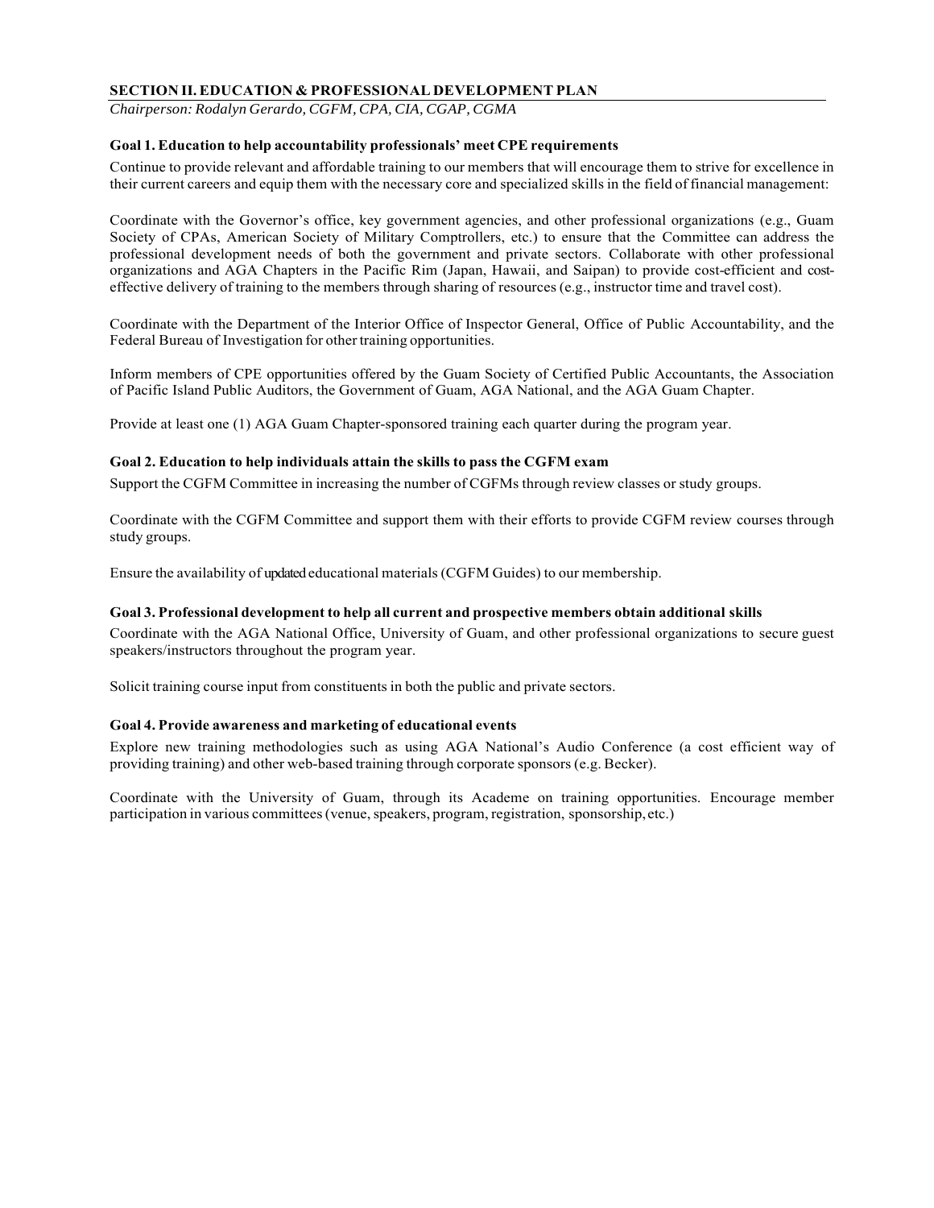## SECTION II. EDUCATION & PROFESSIONAL DEVELOPMENT PLAN

*Chairperson: Rodalyn Gerardo, CGFM, CPA, CIA, CGAP, CGMA*

### Goal 1. Education to help accountability professionals' meet CPE requirements

Continue to provide relevant and affordable training to our members that will encourage them to strive for excellence in their current careers and equip them with the necessary core and specialized skills in the field of financial management:

Coordinate with the Governor's office, key government agencies, and other professional organizations (e.g., Guam Society of CPAs, American Society of Military Comptrollers, etc.) to ensure that the Committee can address the professional development needs of both the government and private sectors. Collaborate with other professional organizations and AGA Chapters in the Pacific Rim (Japan, Hawaii, and Saipan) to provide cost-efficient and cost-effective delivery of training to the members through sharing of resources (e.g., instructor time and travel cost).

Coordinate with the Department of the Interior Office of Inspector General, Office of Public Accountability, and the Federal Bureau of Investigation for other training opportunities.

Inform members of CPE opportunities offered by the Guam Society of Certified Public Accountants, the Association of Pacific Island Public Auditors, the Government of Guam, AGA National, and the AGA Guam Chapter.

Provide at least one (1) AGA Guam Chapter-sponsored training each quarter during the program year.

### Goal 2. Education to help individuals attain the skills to pass the CGFM exam

Support the CGFM Committee in increasing the number of CGFMs through review classes or study groups.

Coordinate with the CGFM Committee and support them with their efforts to provide CGFM review courses through study groups.

Ensure the availability of updated educational materials (CGFM Guides) to our membership.

### Goal 3. Professional development to help all current and prospective members obtain additional skills

Coordinate with the AGA National Office, University of Guam, and other professional organizations to secure guest speakers/instructors throughout the program year.

Solicit training course input from constituents in both the public and private sectors.

### Goal 4. Provide awareness and marketing of educational events

Explore new training methodologies such as using AGA National's Audio Conference (a cost efficient way of providing training) and other web-based training through corporate sponsors (e.g. Becker).

Coordinate with the University of Guam, through its Academe on training opportunities. Encourage member participation in various committees (venue, speakers, program, registration, sponsorship, etc.)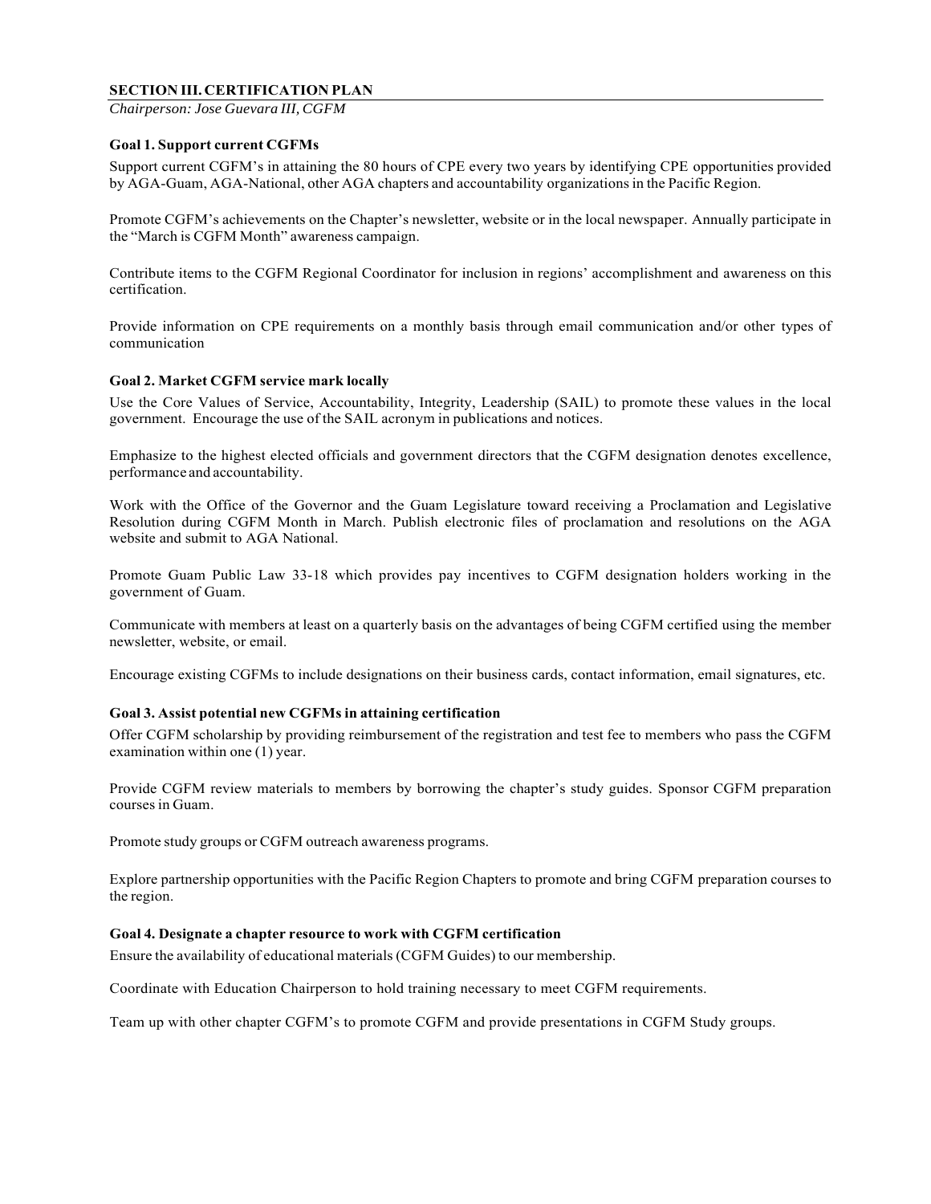## SECTION III. CERTIFICATION PLAN

*Chairperson: Jose Guevara III, CGFM*

### Goal 1. Support current CGFMs

Support current CGFM's in attaining the 80 hours of CPE every two years by identifying CPE opportunities provided by AGA-Guam, AGA-National, other AGA chapters and accountability organizations in the Pacific Region.

Promote CGFM's achievements on the Chapter's newsletter, website or in the local newspaper. Annually participate in the "March is CGFM Month" awareness campaign.

Contribute items to the CGFM Regional Coordinator for inclusion in regions' accomplishment and awareness on this certification.

Provide information on CPE requirements on a monthly basis through email communication and/or other types of communication

### Goal 2. Market CGFM service mark locally

Use the Core Values of Service, Accountability, Integrity, Leadership (SAIL) to promote these values in the local government. Encourage the use of the SAIL acronym in publications and notices.

Emphasize to the highest elected officials and government directors that the CGFM designation denotes excellence, performance and accountability.

Work with the Office of the Governor and the Guam Legislature toward receiving a Proclamation and Legislative Resolution during CGFM Month in March. Publish electronic files of proclamation and resolutions on the AGA website and submit to AGA National.

Promote Guam Public Law 33-18 which provides pay incentives to CGFM designation holders working in the government of Guam.

Communicate with members at least on a quarterly basis on the advantages of being CGFM certified using the member newsletter, website, or email.

Encourage existing CGFMs to include designations on their business cards, contact information, email signatures, etc.

### Goal 3. Assist potential new CGFMs in attaining certification

Offer CGFM scholarship by providing reimbursement of the registration and test fee to members who pass the CGFM examination within one (1) year.

Provide CGFM review materials to members by borrowing the chapter's study guides. Sponsor CGFM preparation courses in Guam.

Promote study groups or CGFM outreach awareness programs.

Explore partnership opportunities with the Pacific Region Chapters to promote and bring CGFM preparation courses to the region.

### Goal 4. Designate a chapter resource to work with CGFM certification

Ensure the availability of educational materials (CGFM Guides) to our membership.

Coordinate with Education Chairperson to hold training necessary to meet CGFM requirements.

Team up with other chapter CGFM's to promote CGFM and provide presentations in CGFM Study groups.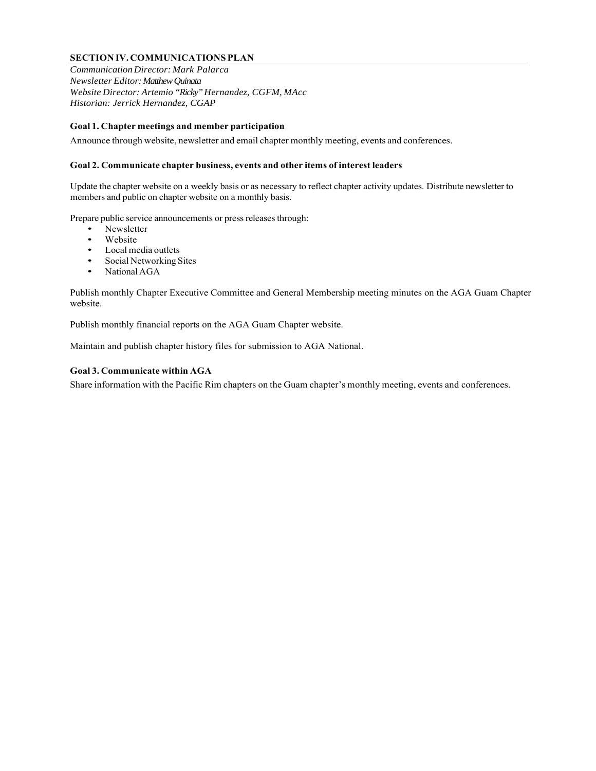## SECTION IV. COMMUNICATIONS PLAN

*Communication Director: Mark Palarca*
*Newsletter Editor: Matthew Quinata*
*Website Director: Artemio "Ricky" Hernandez, CGFM, MAcc*
*Historian: Jerrick Hernandez, CGAP*

### Goal 1. Chapter meetings and member participation

Announce through website, newsletter and email chapter monthly meeting, events and conferences.

### Goal 2. Communicate chapter business, events and other items of interest leaders

Update the chapter website on a weekly basis or as necessary to reflect chapter activity updates. Distribute newsletter to members and public on chapter website on a monthly basis.

Prepare public service announcements or press releases through:

- Newsletter
- Website
- Local media outlets
- Social Networking Sites
- National AGA

Publish monthly Chapter Executive Committee and General Membership meeting minutes on the AGA Guam Chapter website.

Publish monthly financial reports on the AGA Guam Chapter website.

Maintain and publish chapter history files for submission to AGA National.

### Goal 3. Communicate within AGA

Share information with the Pacific Rim chapters on the Guam chapter's monthly meeting, events and conferences.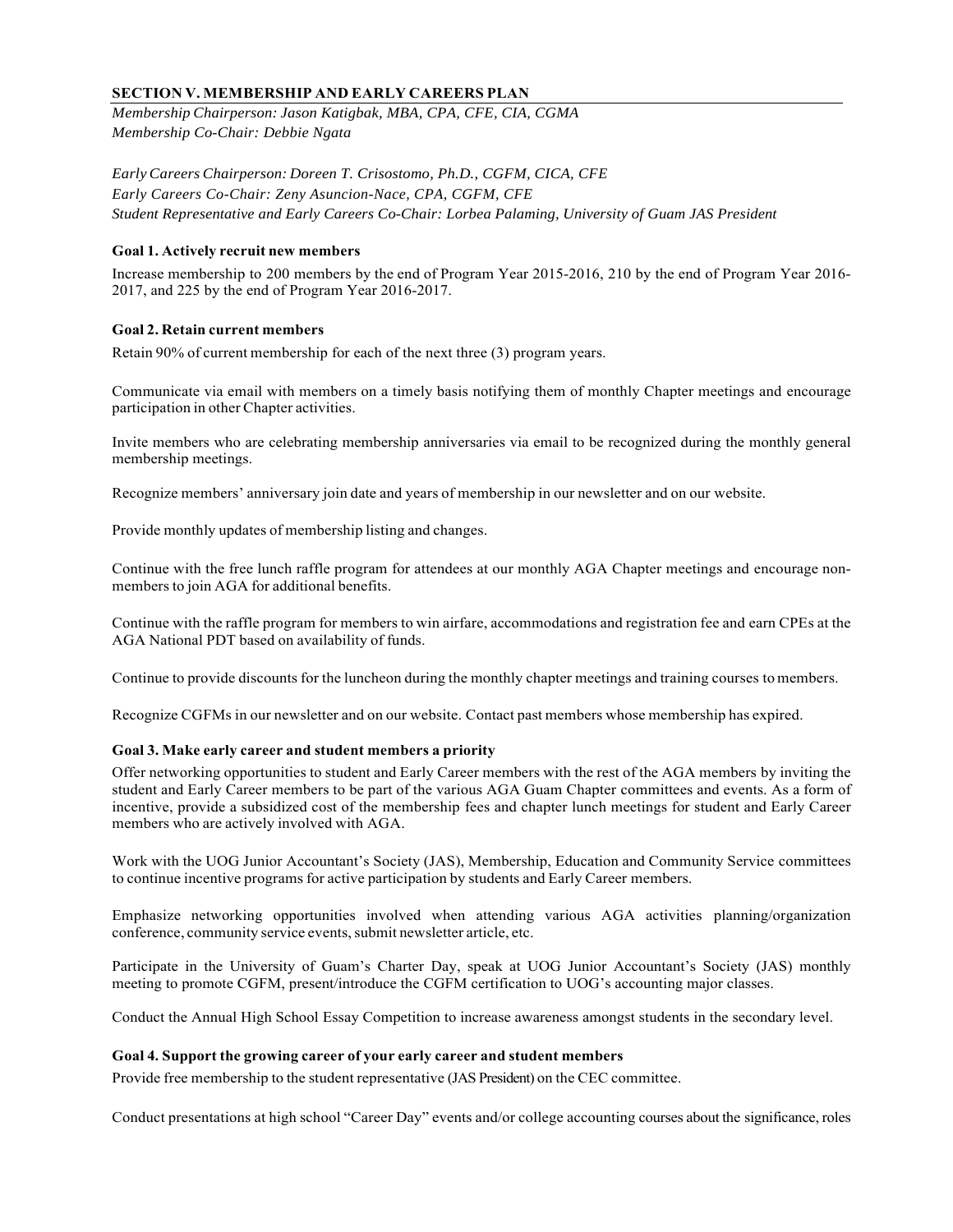## SECTION V. MEMBERSHIP AND EARLY CAREERS PLAN

*Membership Chairperson: Jason Katigbak, MBA, CPA, CFE, CIA, CGMA*
*Membership Co-Chair: Debbie Ngata*

*Early Careers Chairperson: Doreen T. Crisostomo, Ph.D., CGFM, CICA, CFE*
*Early Careers Co-Chair: Zeny Asuncion-Nace, CPA, CGFM, CFE*
*Student Representative and Early Careers Co-Chair: Lorbea Palaming, University of Guam JAS President*

### Goal 1. Actively recruit new members

Increase membership to 200 members by the end of Program Year 2015-2016, 210 by the end of Program Year 2016-2017, and 225 by the end of Program Year 2016-2017.

### Goal 2. Retain current members

Retain 90% of current membership for each of the next three (3) program years.

Communicate via email with members on a timely basis notifying them of monthly Chapter meetings and encourage participation in other Chapter activities.

Invite members who are celebrating membership anniversaries via email to be recognized during the monthly general membership meetings.

Recognize members' anniversary join date and years of membership in our newsletter and on our website.

Provide monthly updates of membership listing and changes.

Continue with the free lunch raffle program for attendees at our monthly AGA Chapter meetings and encourage non-members to join AGA for additional benefits.

Continue with the raffle program for members to win airfare, accommodations and registration fee and earn CPEs at the AGA National PDT based on availability of funds.

Continue to provide discounts for the luncheon during the monthly chapter meetings and training courses to members.

Recognize CGFMs in our newsletter and on our website. Contact past members whose membership has expired.

### Goal 3. Make early career and student members a priority

Offer networking opportunities to student and Early Career members with the rest of the AGA members by inviting the student and Early Career members to be part of the various AGA Guam Chapter committees and events. As a form of incentive, provide a subsidized cost of the membership fees and chapter lunch meetings for student and Early Career members who are actively involved with AGA.

Work with the UOG Junior Accountant's Society (JAS), Membership, Education and Community Service committees to continue incentive programs for active participation by students and Early Career members.

Emphasize networking opportunities involved when attending various AGA activities planning/organization conference, community service events, submit newsletter article, etc.

Participate in the University of Guam's Charter Day, speak at UOG Junior Accountant's Society (JAS) monthly meeting to promote CGFM, present/introduce the CGFM certification to UOG's accounting major classes.

Conduct the Annual High School Essay Competition to increase awareness amongst students in the secondary level.

### Goal 4. Support the growing career of your early career and student members

Provide free membership to the student representative (JAS President) on the CEC committee.

Conduct presentations at high school "Career Day" events and/or college accounting courses about the significance, roles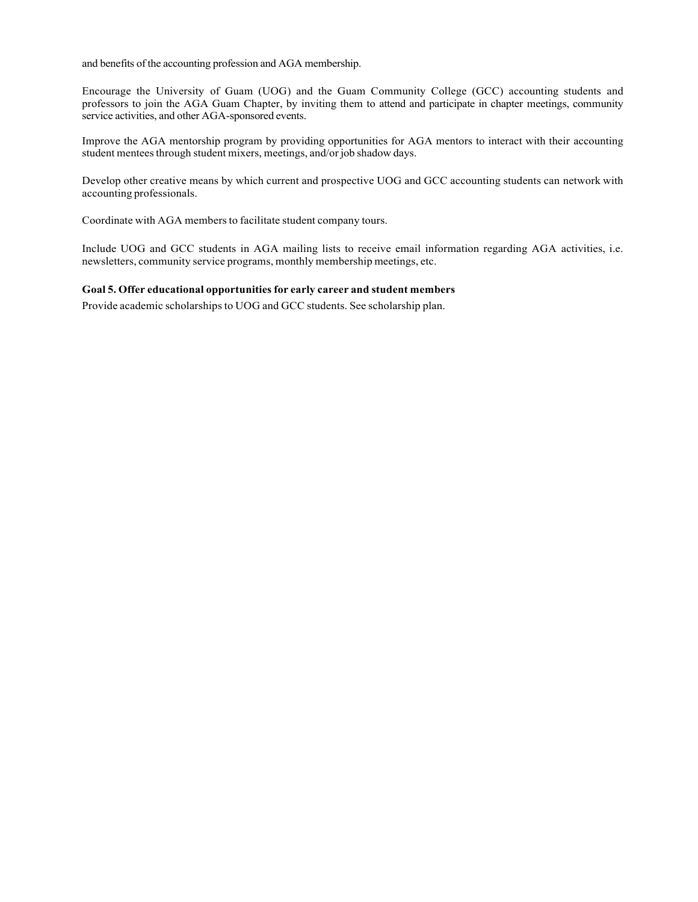and benefits of the accounting profession and AGA membership.

Encourage the University of Guam (UOG) and the Guam Community College (GCC) accounting students and professors to join the AGA Guam Chapter, by inviting them to attend and participate in chapter meetings, community service activities, and other AGA-sponsored events.

Improve the AGA mentorship program by providing opportunities for AGA mentors to interact with their accounting student mentees through student mixers, meetings, and/or job shadow days.

Develop other creative means by which current and prospective UOG and GCC accounting students can network with accounting professionals.

Coordinate with AGA members to facilitate student company tours.

Include UOG and GCC students in AGA mailing lists to receive email information regarding AGA activities, i.e. newsletters, community service programs, monthly membership meetings, etc.

**Goal 5. Offer educational opportunities for early career and student members**

Provide academic scholarships to UOG and GCC students. See scholarship plan.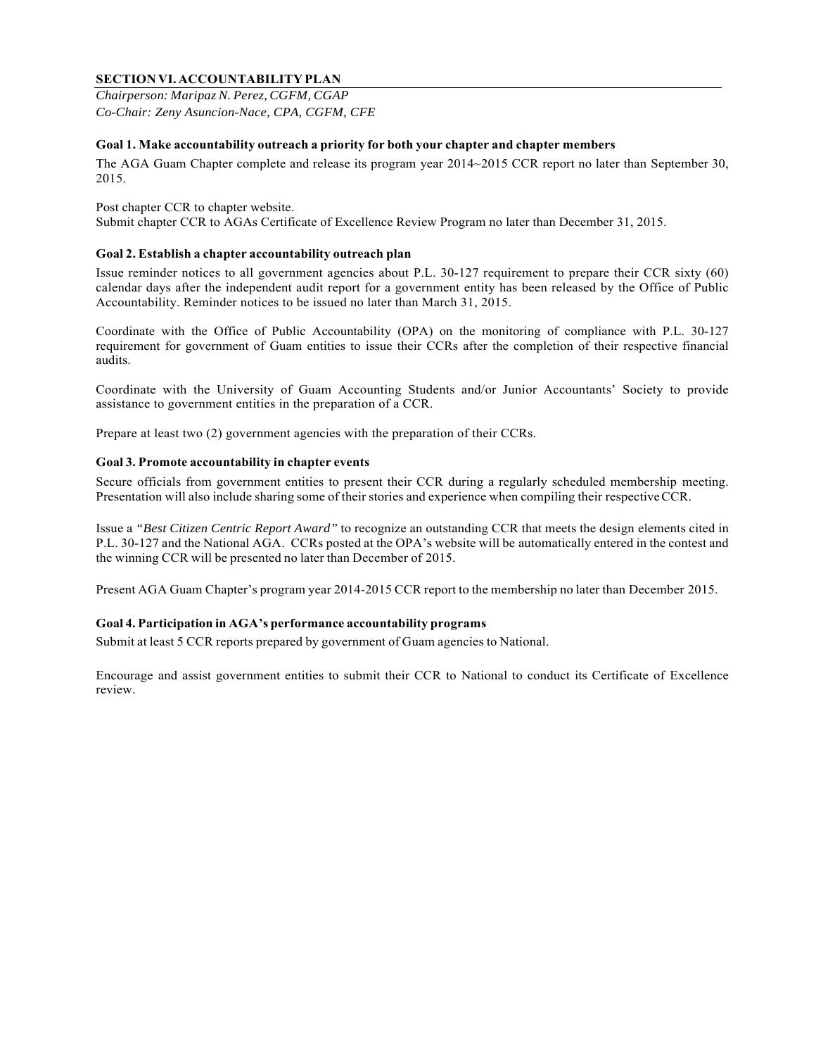## SECTION VI. ACCOUNTABILITY PLAN

*Chairperson: Maripaz N. Perez, CGFM, CGAP*
*Co-Chair: Zeny Asuncion-Nace, CPA, CGFM, CFE*

### Goal 1. Make accountability outreach a priority for both your chapter and chapter members

The AGA Guam Chapter complete and release its program year 2014~2015 CCR report no later than September 30, 2015.

Post chapter CCR to chapter website.
Submit chapter CCR to AGAs Certificate of Excellence Review Program no later than December 31, 2015.

### Goal 2. Establish a chapter accountability outreach plan

Issue reminder notices to all government agencies about P.L. 30-127 requirement to prepare their CCR sixty (60) calendar days after the independent audit report for a government entity has been released by the Office of Public Accountability. Reminder notices to be issued no later than March 31, 2015.

Coordinate with the Office of Public Accountability (OPA) on the monitoring of compliance with P.L. 30-127 requirement for government of Guam entities to issue their CCRs after the completion of their respective financial audits.

Coordinate with the University of Guam Accounting Students and/or Junior Accountants' Society to provide assistance to government entities in the preparation of a CCR.

Prepare at least two (2) government agencies with the preparation of their CCRs.

### Goal 3. Promote accountability in chapter events

Secure officials from government entities to present their CCR during a regularly scheduled membership meeting. Presentation will also include sharing some of their stories and experience when compiling their respective CCR.

Issue a *"Best Citizen Centric Report Award"* to recognize an outstanding CCR that meets the design elements cited in P.L. 30-127 and the National AGA. CCRs posted at the OPA's website will be automatically entered in the contest and the winning CCR will be presented no later than December of 2015.

Present AGA Guam Chapter's program year 2014-2015 CCR report to the membership no later than December 2015.

### Goal 4. Participation in AGA's performance accountability programs

Submit at least 5 CCR reports prepared by government of Guam agencies to National.

Encourage and assist government entities to submit their CCR to National to conduct its Certificate of Excellence review.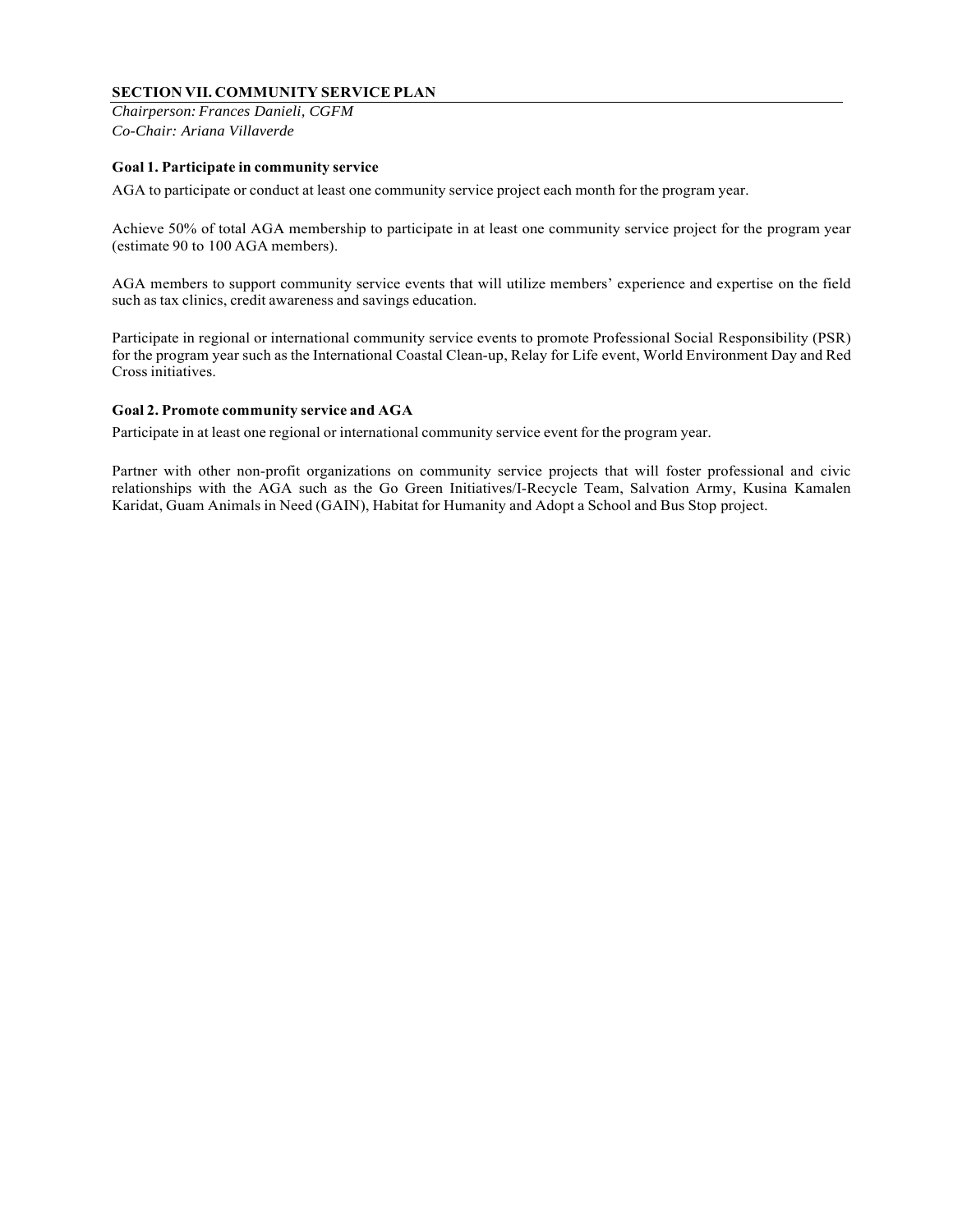## SECTION VII. COMMUNITY SERVICE PLAN

*Chairperson: Frances Danieli, CGFM*
*Co-Chair: Ariana Villaverde*

### Goal 1. Participate in community service

AGA to participate or conduct at least one community service project each month for the program year.

Achieve 50% of total AGA membership to participate in at least one community service project for the program year (estimate 90 to 100 AGA members).

AGA members to support community service events that will utilize members' experience and expertise on the field such as tax clinics, credit awareness and savings education.

Participate in regional or international community service events to promote Professional Social Responsibility (PSR) for the program year such as the International Coastal Clean-up, Relay for Life event, World Environment Day and Red Cross initiatives.

### Goal 2. Promote community service and AGA

Participate in at least one regional or international community service event for the program year.

Partner with other non-profit organizations on community service projects that will foster professional and civic relationships with the AGA such as the Go Green Initiatives/I-Recycle Team, Salvation Army, Kusina Kamalen Karidat, Guam Animals in Need (GAIN), Habitat for Humanity and Adopt a School and Bus Stop project.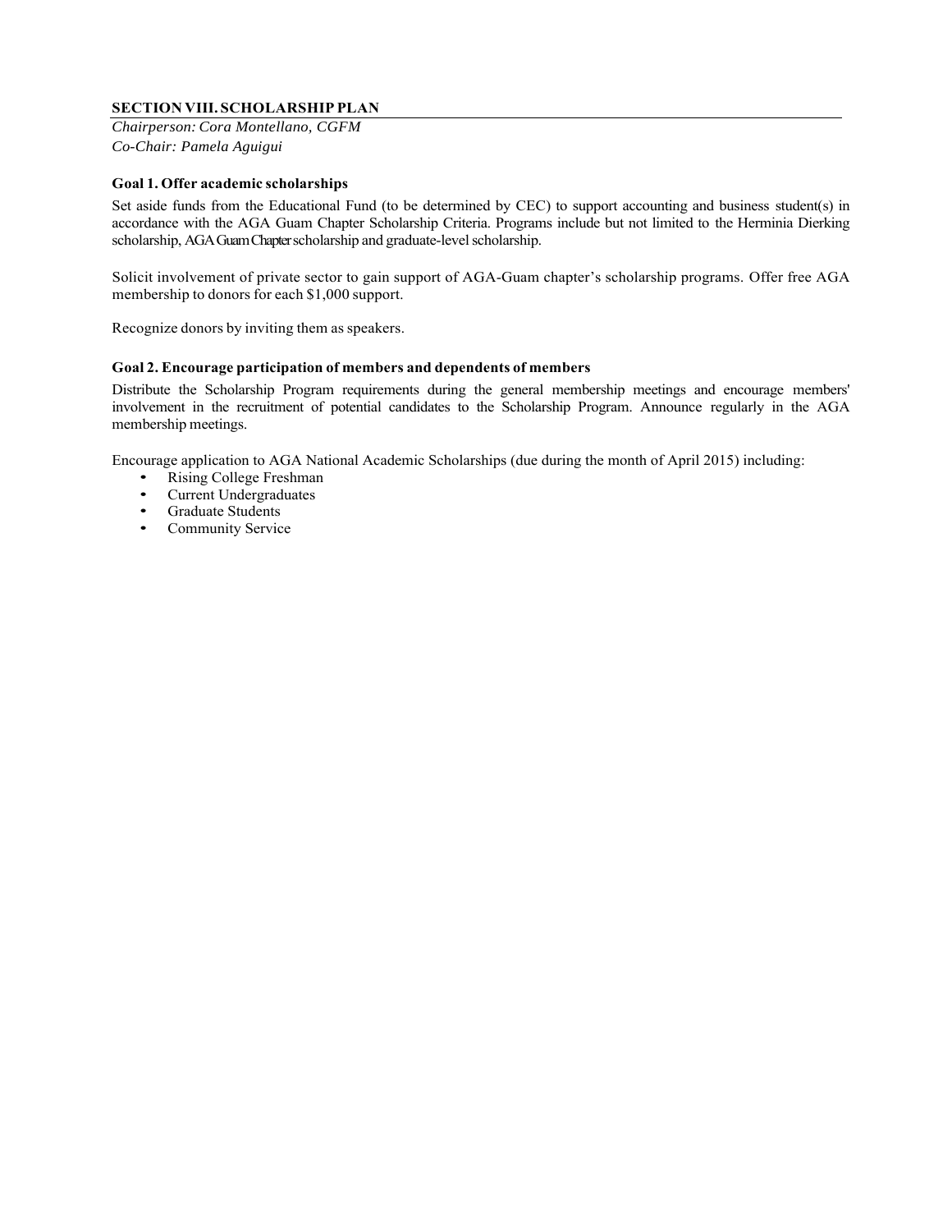## SECTION VIII. SCHOLARSHIP PLAN

*Chairperson: Cora Montellano, CGFM*
*Co-Chair: Pamela Aguigui*

### Goal 1. Offer academic scholarships

Set aside funds from the Educational Fund (to be determined by CEC) to support accounting and business student(s) in accordance with the AGA Guam Chapter Scholarship Criteria. Programs include but not limited to the Herminia Dierking scholarship, AGA Guam Chapter scholarship and graduate-level scholarship.

Solicit involvement of private sector to gain support of AGA-Guam chapter's scholarship programs. Offer free AGA membership to donors for each $1,000 support.

Recognize donors by inviting them as speakers.

### Goal 2. Encourage participation of members and dependents of members

Distribute the Scholarship Program requirements during the general membership meetings and encourage members' involvement in the recruitment of potential candidates to the Scholarship Program. Announce regularly in the AGA membership meetings.

Encourage application to AGA National Academic Scholarships (due during the month of April 2015) including:

- Rising College Freshman
- Current Undergraduates
- Graduate Students
- Community Service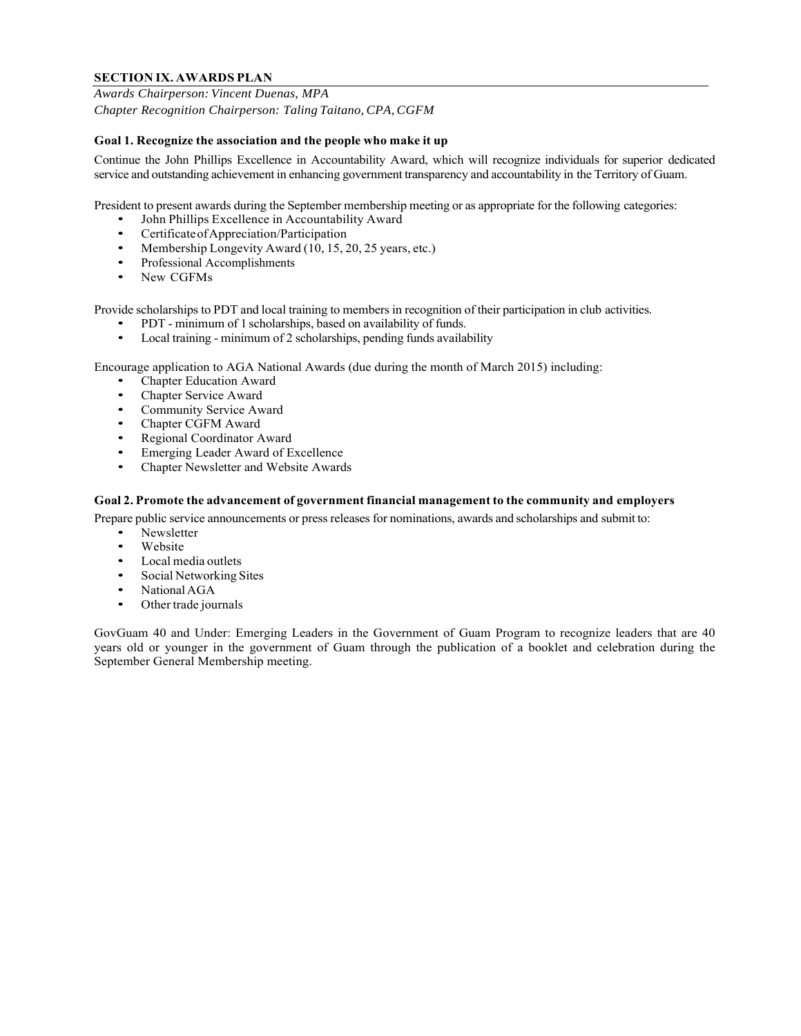## SECTION IX. AWARDS PLAN

*Awards Chairperson: Vincent Duenas, MPA*
*Chapter Recognition Chairperson: Taling Taitano, CPA, CGFM*

### Goal 1. Recognize the association and the people who make it up

Continue the John Phillips Excellence in Accountability Award, which will recognize individuals for superior dedicated service and outstanding achievement in enhancing government transparency and accountability in the Territory of Guam.

President to present awards during the September membership meeting or as appropriate for the following categories:

- John Phillips Excellence in Accountability Award
- Certificate of Appreciation/Participation
- Membership Longevity Award (10, 15, 20, 25 years, etc.)
- Professional Accomplishments
- New CGFMs

Provide scholarships to PDT and local training to members in recognition of their participation in club activities.

- PDT - minimum of 1 scholarships, based on availability of funds.
- Local training - minimum of 2 scholarships, pending funds availability

Encourage application to AGA National Awards (due during the month of March 2015) including:

- Chapter Education Award
- Chapter Service Award
- Community Service Award
- Chapter CGFM Award
- Regional Coordinator Award
- Emerging Leader Award of Excellence
- Chapter Newsletter and Website Awards

### Goal 2. Promote the advancement of government financial management to the community and employers

Prepare public service announcements or press releases for nominations, awards and scholarships and submit to:

- Newsletter
- Website
- Local media outlets
- Social Networking Sites
- National AGA
- Other trade journals

GovGuam 40 and Under: Emerging Leaders in the Government of Guam Program to recognize leaders that are 40 years old or younger in the government of Guam through the publication of a booklet and celebration during the September General Membership meeting.